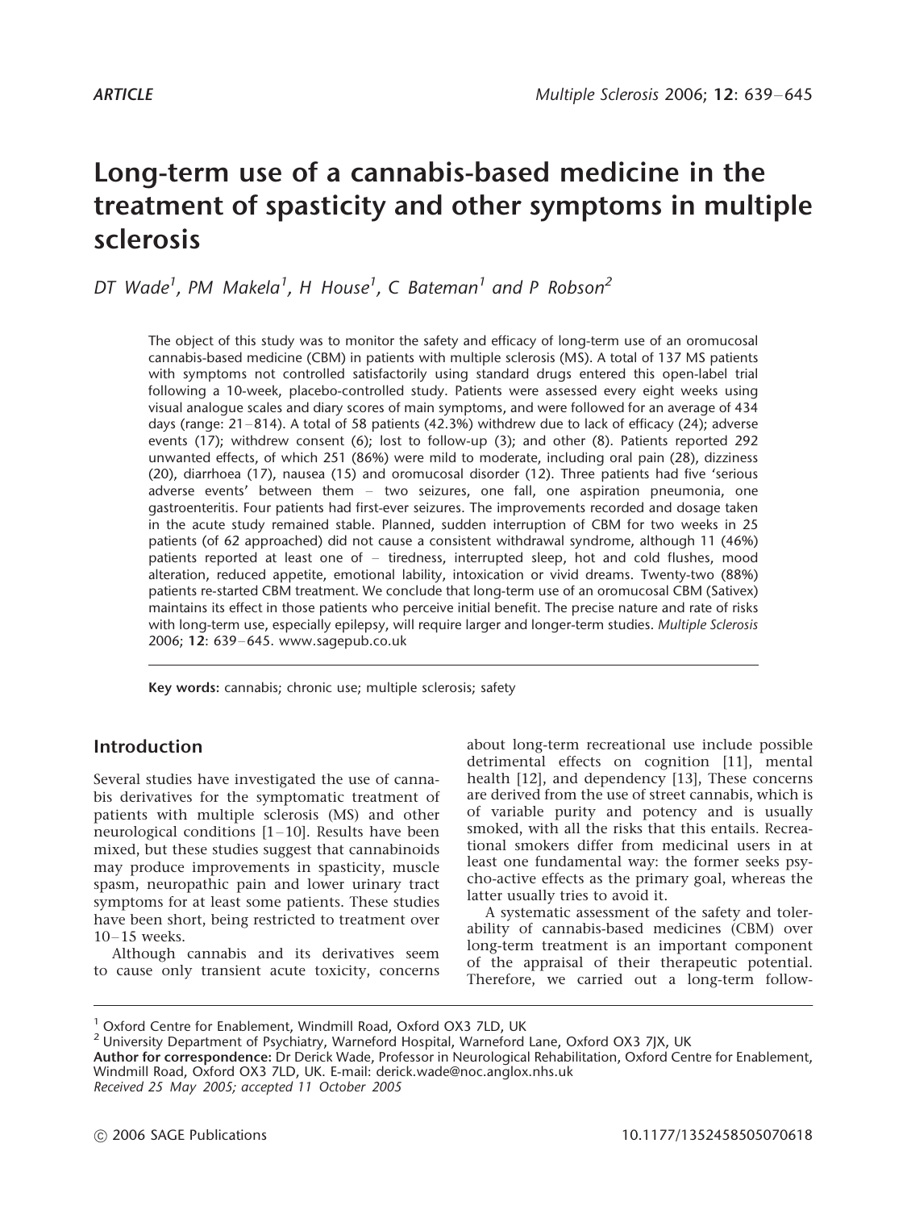ARTICLE

# Long-term use of a cannabis-based medicine in the treatment of spasticity and other symptoms in multiple sclerosis

*DT Wade[1], PM Makela[1], H House[1], C Bateman[1] and P Robson[2]*

The object of this study was to monitor the safety and efficacy of long-term use of an oromucosal cannabis-based medicine (CBM) in patients with multiple sclerosis (MS). A total of 137 MS patients with symptoms not controlled satisfactorily using standard drugs entered this open-label trial following a 10-week, placebo-controlled study. Patients were assessed every eight weeks using visual analogue scales and diary scores of main symptoms, and were followed for an average of 434 days (range: 21–814). A total of 58 patients (42.3%) withdrew due to lack of efficacy (24); adverse events (17); withdrew consent (6); lost to follow-up (3); and other (8). Patients reported 292 unwanted effects, of which 251 (86%) were mild to moderate, including oral pain (28), dizziness (20), diarrhoea (17), nausea (15) and oromucosal disorder (12). Three patients had five 'serious adverse events' between them – two seizures, one fall, one aspiration pneumonia, one gastroenteritis. Four patients had first-ever seizures. The improvements recorded and dosage taken in the acute study remained stable. Planned, sudden interruption of CBM for two weeks in 25 patients (of 62 approached) did not cause a consistent withdrawal syndrome, although 11 (46%) patients reported at least one of – tiredness, interrupted sleep, hot and cold flushes, mood alteration, reduced appetite, emotional lability, intoxication or vivid dreams. Twenty-two (88%) patients re-started CBM treatment. We conclude that long-term use of an oromucosal CBM (Sativex) maintains its effect in those patients who perceive initial benefit. The precise nature and rate of risks with long-term use, especially epilepsy, will require larger and longer-term studies. *Multiple Sclerosis* 2006; **12**: 639–645. www.sagepub.co.uk

**Key words:** cannabis; chronic use; multiple sclerosis; safety

## Introduction

Several studies have investigated the use of cannabis derivatives for the symptomatic treatment of patients with multiple sclerosis (MS) and other neurological conditions [1–10]. Results have been mixed, but these studies suggest that cannabinoids may produce improvements in spasticity, muscle spasm, neuropathic pain and lower urinary tract symptoms for at least some patients. These studies have been short, being restricted to treatment over 10–15 weeks.

Although cannabis and its derivatives seem to cause only transient acute toxicity, concerns about long-term recreational use include possible detrimental effects on cognition [11], mental health [12], and dependency [13], These concerns are derived from the use of street cannabis, which is of variable purity and potency and is usually smoked, with all the risks that this entails. Recreational smokers differ from medicinal users in at least one fundamental way: the former seeks psycho-active effects as the primary goal, whereas the latter usually tries to avoid it.

A systematic assessment of the safety and tolerability of cannabis-based medicines (CBM) over long-term treatment is an important component of the appraisal of their therapeutic potential. Therefore, we carried out a long-term follow-

[1] Oxford Centre for Enablement, Windmill Road, Oxford OX3 7LD, UK
[2] University Department of Psychiatry, Warneford Hospital, Warneford Lane, Oxford OX3 7JX, UK
**Author for correspondence:** Dr Derick Wade, Professor in Neurological Rehabilitation, Oxford Centre for Enablement, Windmill Road, Oxford OX3 7LD, UK. E-mail: derick.wade@noc.anglox.nhs.uk
*Received 25 May 2005; accepted 11 October 2005*

© 2006 SAGE Publications 10.1177/1352458505070618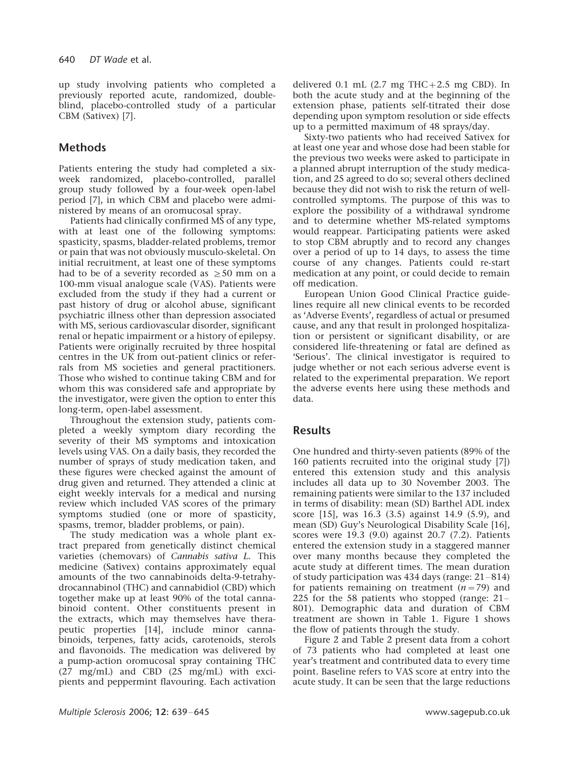up study involving patients who completed a previously reported acute, randomized, double-blind, placebo-controlled study of a particular CBM (Sativex) [7].

## Methods

Patients entering the study had completed a six-week randomized, placebo-controlled, parallel group study followed by a four-week open-label period [7], in which CBM and placebo were administered by means of an oromucosal spray.

Patients had clinically confirmed MS of any type, with at least one of the following symptoms: spasticity, spasms, bladder-related problems, tremor or pain that was not obviously musculo-skeletal. On initial recruitment, at least one of these symptoms had to be of a severity recorded as $\geq 50$ mm on a 100-mm visual analogue scale (VAS). Patients were excluded from the study if they had a current or past history of drug or alcohol abuse, significant psychiatric illness other than depression associated with MS, serious cardiovascular disorder, significant renal or hepatic impairment or a history of epilepsy. Patients were originally recruited by three hospital centres in the UK from out-patient clinics or referrals from MS societies and general practitioners. Those who wished to continue taking CBM and for whom this was considered safe and appropriate by the investigator, were given the option to enter this long-term, open-label assessment.

Throughout the extension study, patients completed a weekly symptom diary recording the severity of their MS symptoms and intoxication levels using VAS. On a daily basis, they recorded the number of sprays of study medication taken, and these figures were checked against the amount of drug given and returned. They attended a clinic at eight weekly intervals for a medical and nursing review which included VAS scores of the primary symptoms studied (one or more of spasticity, spasms, tremor, bladder problems, or pain).

The study medication was a whole plant extract prepared from genetically distinct chemical varieties (chemovars) of *Cannabis sativa L.* This medicine (Sativex) contains approximately equal amounts of the two cannabinoids delta-9-tetrahydrocannabinol (THC) and cannabidiol (CBD) which together make up at least 90% of the total cannabinoid content. Other constituents present in the extracts, which may themselves have therapeutic properties [14], include minor cannabinoids, terpenes, fatty acids, carotenoids, sterols and flavonoids. The medication was delivered by a pump-action oromucosal spray containing THC (27 mg/mL) and CBD (25 mg/mL) with excipients and peppermint flavouring. Each activation delivered 0.1 mL (2.7 mg THC+2.5 mg CBD). In both the acute study and at the beginning of the extension phase, patients self-titrated their dose depending upon symptom resolution or side effects up to a permitted maximum of 48 sprays/day.

Sixty-two patients who had received Sativex for at least one year and whose dose had been stable for the previous two weeks were asked to participate in a planned abrupt interruption of the study medication, and 25 agreed to do so; several others declined because they did not wish to risk the return of well-controlled symptoms. The purpose of this was to explore the possibility of a withdrawal syndrome and to determine whether MS-related symptoms would reappear. Participating patients were asked to stop CBM abruptly and to record any changes over a period of up to 14 days, to assess the time course of any changes. Patients could re-start medication at any point, or could decide to remain off medication.

European Union Good Clinical Practice guidelines require all new clinical events to be recorded as 'Adverse Events', regardless of actual or presumed cause, and any that result in prolonged hospitalization or persistent or significant disability, or are considered life-threatening or fatal are defined as 'Serious'. The clinical investigator is required to judge whether or not each serious adverse event is related to the experimental preparation. We report the adverse events here using these methods and data.

## Results

One hundred and thirty-seven patients (89% of the 160 patients recruited into the original study [7]) entered this extension study and this analysis includes all data up to 30 November 2003. The remaining patients were similar to the 137 included in terms of disability: mean (SD) Barthel ADL index score [15], was 16.3 (3.5) against 14.9 (5.9), and mean (SD) Guy's Neurological Disability Scale [16], scores were 19.3 (9.0) against 20.7 (7.2). Patients entered the extension study in a staggered manner over many months because they completed the acute study at different times. The mean duration of study participation was 434 days (range: 21–814) for patients remaining on treatment ($n = 79$) and 225 for the 58 patients who stopped (range: 21–801). Demographic data and duration of CBM treatment are shown in Table 1. Figure 1 shows the flow of patients through the study.

Figure 2 and Table 2 present data from a cohort of 73 patients who had completed at least one year's treatment and contributed data to every time point. Baseline refers to VAS score at entry into the acute study. It can be seen that the large reductions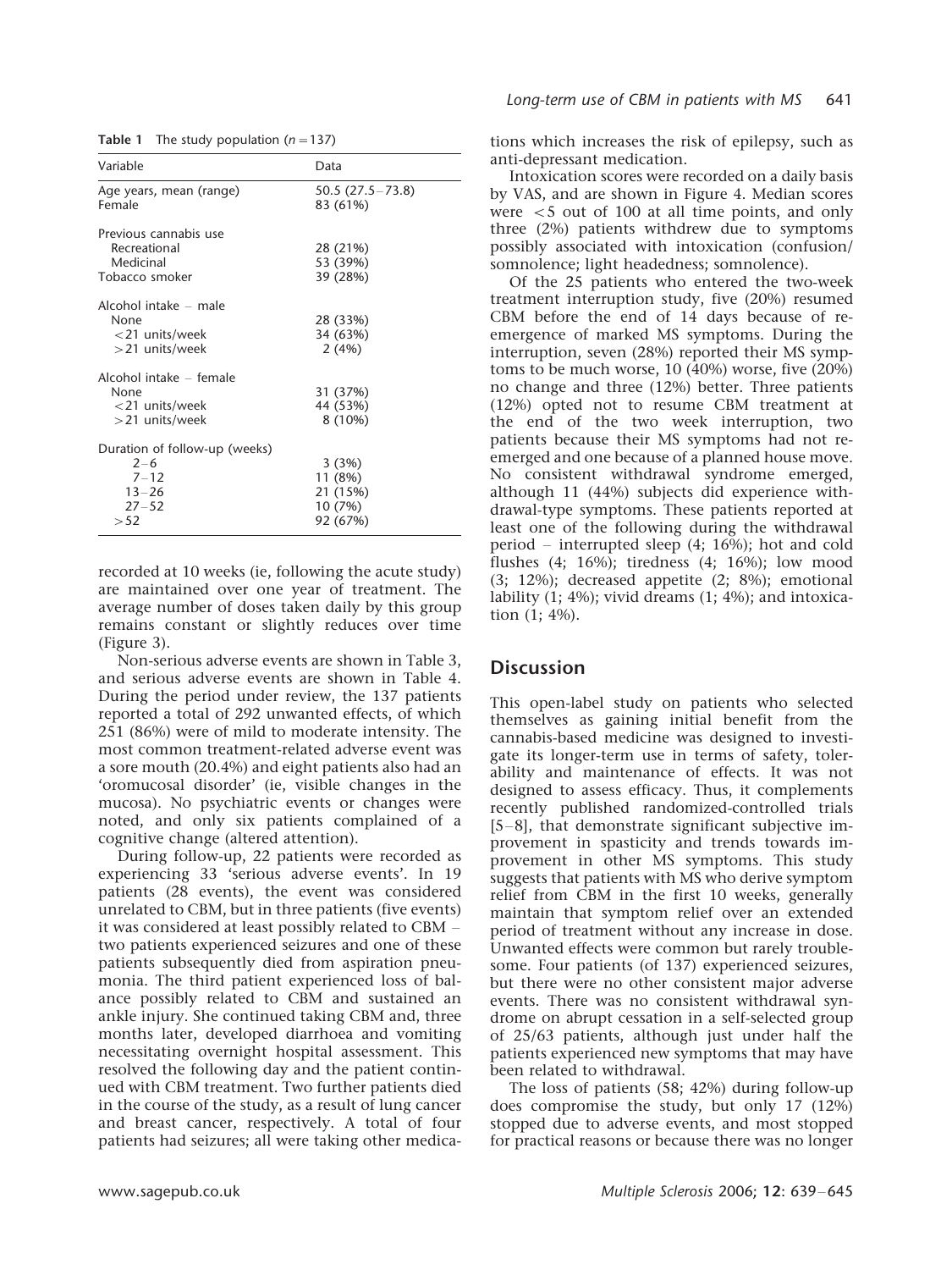**Table 1** The study population ($n = 137$)

| Variable | Data |
|---|---|
| Age years, mean (range) | 50.5 (27.5–73.8) |
| Female | 83 (61%) |
| Previous cannabis use | |
| Recreational | 28 (21%) |
| Medicinal | 53 (39%) |
| Tobacco smoker | 39 (28%) |
| Alcohol intake – male | |
| None | 28 (33%) |
| <21 units/week | 34 (63%) |
| >21 units/week | 2 (4%) |
| Alcohol intake – female | |
| None | 31 (37%) |
| <21 units/week | 44 (53%) |
| >21 units/week | 8 (10%) |
| Duration of follow-up (weeks) | |
| 2–6 | 3 (3%) |
| 7–12 | 11 (8%) |
| 13–26 | 21 (15%) |
| 27–52 | 10 (7%) |
| >52 | 92 (67%) |

recorded at 10 weeks (ie, following the acute study) are maintained over one year of treatment. The average number of doses taken daily by this group remains constant or slightly reduces over time (Figure 3).

Non-serious adverse events are shown in Table 3, and serious adverse events are shown in Table 4. During the period under review, the 137 patients reported a total of 292 unwanted effects, of which 251 (86%) were of mild to moderate intensity. The most common treatment-related adverse event was a sore mouth (20.4%) and eight patients also had an 'oromucosal disorder' (ie, visible changes in the mucosa). No psychiatric events or changes were noted, and only six patients complained of a cognitive change (altered attention).

During follow-up, 22 patients were recorded as experiencing 33 'serious adverse events'. In 19 patients (28 events), the event was considered unrelated to CBM, but in three patients (five events) it was considered at least possibly related to CBM – two patients experienced seizures and one of these patients subsequently died from aspiration pneumonia. The third patient experienced loss of balance possibly related to CBM and sustained an ankle injury. She continued taking CBM and, three months later, developed diarrhoea and vomiting necessitating overnight hospital assessment. This resolved the following day and the patient continued with CBM treatment. Two further patients died in the course of the study, as a result of lung cancer and breast cancer, respectively. A total of four patients had seizures; all were taking other medications which increases the risk of epilepsy, such as anti-depressant medication.

Intoxication scores were recorded on a daily basis by VAS, and are shown in Figure 4. Median scores were <5 out of 100 at all time points, and only three (2%) patients withdrew due to symptoms possibly associated with intoxication (confusion/somnolence; light headedness; somnolence).

Of the 25 patients who entered the two-week treatment interruption study, five (20%) resumed CBM before the end of 14 days because of re-emergence of marked MS symptoms. During the interruption, seven (28%) reported their MS symptoms to be much worse, 10 (40%) worse, five (20%) no change and three (12%) better. Three patients (12%) opted not to resume CBM treatment at the end of the two week interruption, two patients because their MS symptoms had not re-emerged and one because of a planned house move. No consistent withdrawal syndrome emerged, although 11 (44%) subjects did experience withdrawal-type symptoms. These patients reported at least one of the following during the withdrawal period – interrupted sleep (4; 16%); hot and cold flushes (4; 16%); tiredness (4; 16%); low mood (3; 12%); decreased appetite (2; 8%); emotional lability (1; 4%); vivid dreams (1; 4%); and intoxication (1; 4%).

## Discussion

This open-label study on patients who selected themselves as gaining initial benefit from the cannabis-based medicine was designed to investigate its longer-term use in terms of safety, tolerability and maintenance of effects. It was not designed to assess efficacy. Thus, it complements recently published randomized-controlled trials [5–8], that demonstrate significant subjective improvement in spasticity and trends towards improvement in other MS symptoms. This study suggests that patients with MS who derive symptom relief from CBM in the first 10 weeks, generally maintain that symptom relief over an extended period of treatment without any increase in dose. Unwanted effects were common but rarely troublesome. Four patients (of 137) experienced seizures, but there were no other consistent major adverse events. There was no consistent withdrawal syndrome on abrupt cessation in a self-selected group of 25/63 patients, although just under half the patients experienced new symptoms that may have been related to withdrawal.

The loss of patients (58; 42%) during follow-up does compromise the study, but only 17 (12%) stopped due to adverse events, and most stopped for practical reasons or because there was no longer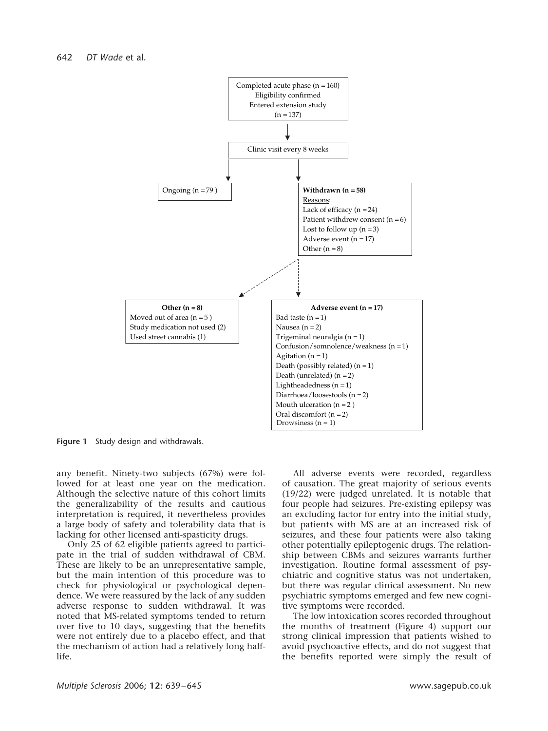Completed acute phase (n = 160)
Eligibility confirmed
Entered extension study
(n = 137)

Clinic visit every 8 weeks

Ongoing (n = 79 )

**Withdrawn (n = 58)**
Reasons:
Lack of efficacy (n = 24)
Patient withdrew consent (n = 6)
Lost to follow up (n = 3)
Adverse event (n = 17)
Other (n = 8)

**Other (n = 8)**
Moved out of area (n = 5 )
Study medication not used (2)
Used street cannabis (1)

**Adverse event (n = 17)**
Bad taste (n = 1)
Nausea (n = 2)
Trigeminal neuralgia (n = 1)
Confusion/somnolence/weakness (n = 1)
Agitation (n = 1)
Death (possibly related) (n = 1)
Death (unrelated) (n = 2)
Lightheadedness (n = 1)
Diarrhoea/loosestools (n = 2)
Mouth ulceration (n = 2 )
Oral discomfort (n = 2)
Drowsiness (n = 1)

**Figure 1** Study design and withdrawals.

any benefit. Ninety-two subjects (67%) were followed for at least one year on the medication. Although the selective nature of this cohort limits the generalizability of the results and cautious interpretation is required, it nevertheless provides a large body of safety and tolerability data that is lacking for other licensed anti-spasticity drugs.

Only 25 of 62 eligible patients agreed to participate in the trial of sudden withdrawal of CBM. These are likely to be an unrepresentative sample, but the main intention of this procedure was to check for physiological or psychological dependence. We were reassured by the lack of any sudden adverse response to sudden withdrawal. It was noted that MS-related symptoms tended to return over five to 10 days, suggesting that the benefits were not entirely due to a placebo effect, and that the mechanism of action had a relatively long half-life.

All adverse events were recorded, regardless of causation. The great majority of serious events (19/22) were judged unrelated. It is notable that four people had seizures. Pre-existing epilepsy was an excluding factor for entry into the initial study, but patients with MS are at an increased risk of seizures, and these four patients were also taking other potentially epileptogenic drugs. The relationship between CBMs and seizures warrants further investigation. Routine formal assessment of psychiatric and cognitive status was not undertaken, but there was regular clinical assessment. No new psychiatric symptoms emerged and few new cognitive symptoms were recorded.

The low intoxication scores recorded throughout the months of treatment (Figure 4) support our strong clinical impression that patients wished to avoid psychoactive effects, and do not suggest that the benefits reported were simply the result of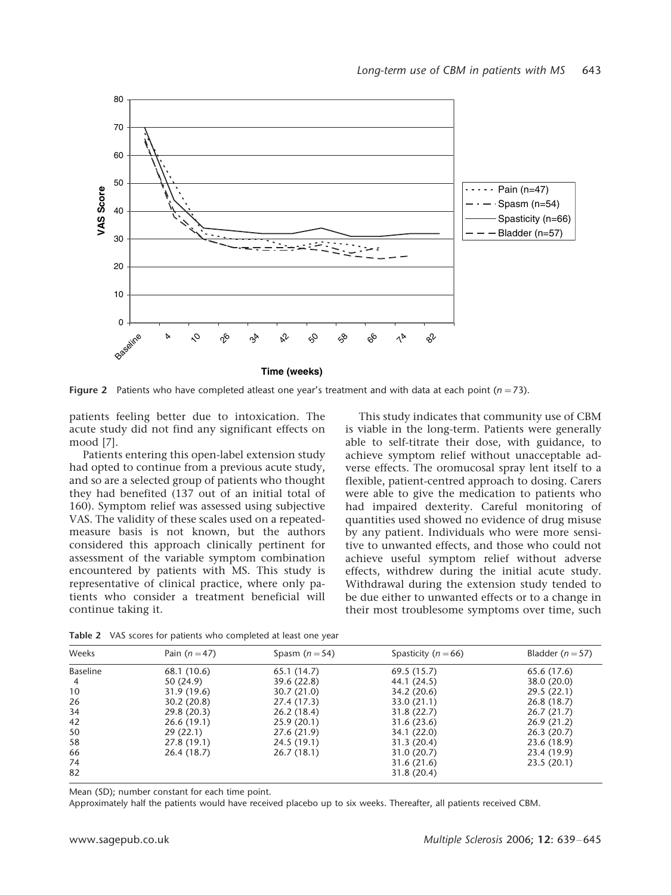**Figure 2** Patients who have completed atleast one year's treatment and with data at each point ($n = 73$).

patients feeling better due to intoxication. The acute study did not find any significant effects on mood [7].

Patients entering this open-label extension study had opted to continue from a previous acute study, and so are a selected group of patients who thought they had benefited (137 out of an initial total of 160). Symptom relief was assessed using subjective VAS. The validity of these scales used on a repeated-measure basis is not known, but the authors considered this approach clinically pertinent for assessment of the variable symptom combination encountered by patients with MS. This study is representative of clinical practice, where only patients who consider a treatment beneficial will continue taking it.

This study indicates that community use of CBM is viable in the long-term. Patients were generally able to self-titrate their dose, with guidance, to achieve symptom relief without unacceptable adverse effects. The oromucosal spray lent itself to a flexible, patient-centred approach to dosing. Carers were able to give the medication to patients who had impaired dexterity. Careful monitoring of quantities used showed no evidence of drug misuse by any patient. Individuals who were more sensitive to unwanted effects, and those who could not achieve useful symptom relief without adverse effects, withdrew during the initial acute study. Withdrawal during the extension study tended to be due either to unwanted effects or to a change in their most troublesome symptoms over time, such

**Table 2** VAS scores for patients who completed at least one year

| Weeks | Pain ($n = 47$) | Spasm ($n = 54$) | Spasticity ($n = 66$) | Bladder ($n = 57$) |
|---|---|---|---|---|
| Baseline | 68.1 (10.6) | 65.1 (14.7) | 69.5 (15.7) | 65.6 (17.6) |
| 4 | 50 (24.9) | 39.6 (22.8) | 44.1 (24.5) | 38.0 (20.0) |
| 10 | 31.9 (19.6) | 30.7 (21.0) | 34.2 (20.6) | 29.5 (22.1) |
| 26 | 30.2 (20.8) | 27.4 (17.3) | 33.0 (21.1) | 26.8 (18.7) |
| 34 | 29.8 (20.3) | 26.2 (18.4) | 31.8 (22.7) | 26.7 (21.7) |
| 42 | 26.6 (19.1) | 25.9 (20.1) | 31.6 (23.6) | 26.9 (21.2) |
| 50 | 29 (22.1) | 27.6 (21.9) | 34.1 (22.0) | 26.3 (20.7) |
| 58 | 27.8 (19.1) | 24.5 (19.1) | 31.3 (20.4) | 23.6 (18.9) |
| 66 | 26.4 (18.7) | 26.7 (18.1) | 31.0 (20.7) | 23.4 (19.9) |
| 74 | | | 31.6 (21.6) | 23.5 (20.1) |
| 82 | | | 31.8 (20.4) | |

Mean (SD); number constant for each time point.

Approximately half the patients would have received placebo up to six weeks. Thereafter, all patients received CBM.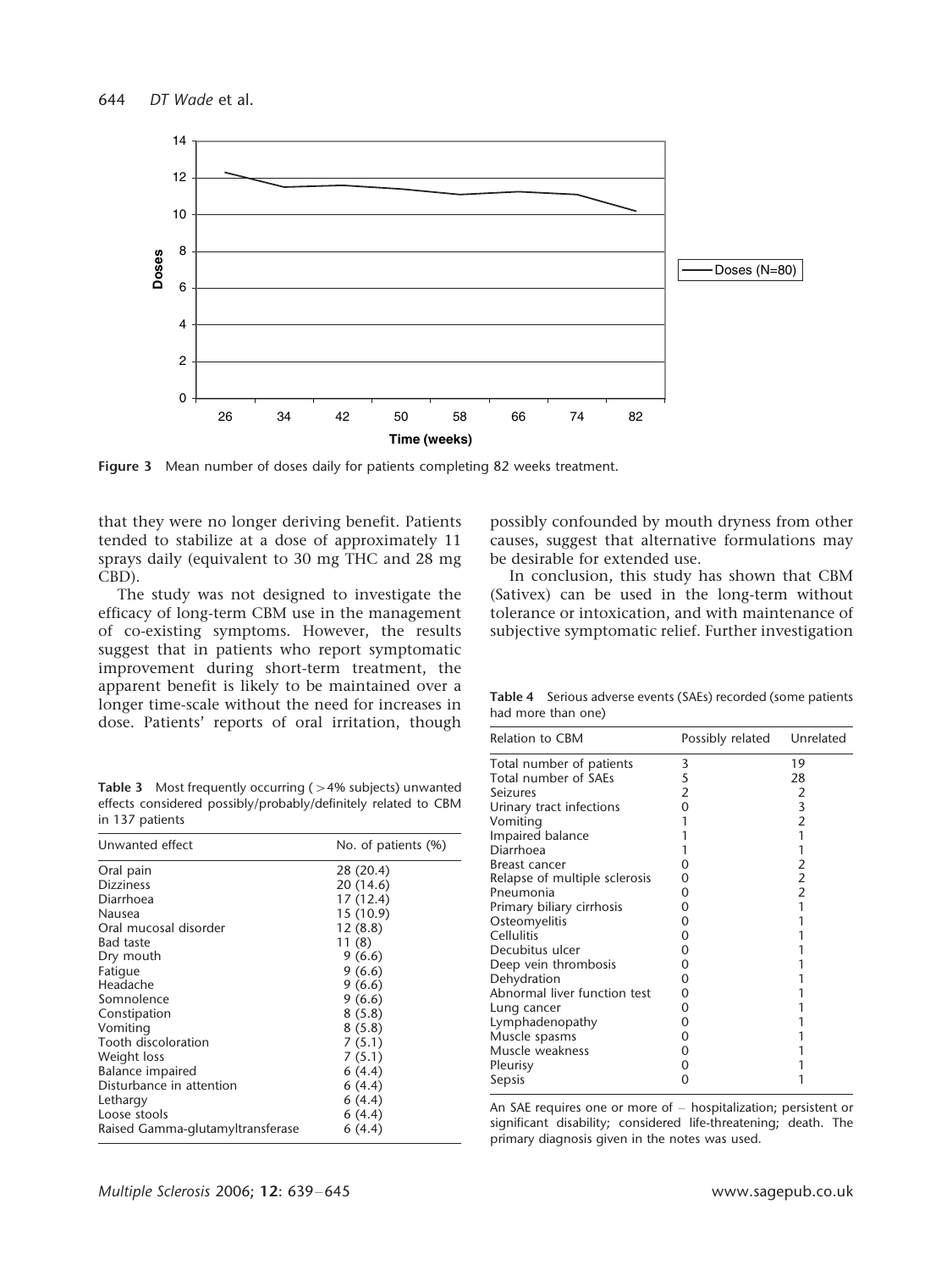Figure 3 Mean number of doses daily for patients completing 82 weeks treatment.

that they were no longer deriving benefit. Patients tended to stabilize at a dose of approximately 11 sprays daily (equivalent to 30 mg THC and 28 mg CBD).

The study was not designed to investigate the efficacy of long-term CBM use in the management of co-existing symptoms. However, the results suggest that in patients who report symptomatic improvement during short-term treatment, the apparent benefit is likely to be maintained over a longer time-scale without the need for increases in dose. Patients' reports of oral irritation, though possibly confounded by mouth dryness from other causes, suggest that alternative formulations may be desirable for extended use.

In conclusion, this study has shown that CBM (Sativex) can be used in the long-term without tolerance or intoxication, and with maintenance of subjective symptomatic relief. Further investigation

**Table 3** Most frequently occurring (>4% subjects) unwanted effects considered possibly/probably/definitely related to CBM in 137 patients

| Unwanted effect | No. of patients (%) |
|---|---|
| Oral pain | 28 (20.4) |
| Dizziness | 20 (14.6) |
| Diarrhoea | 17 (12.4) |
| Nausea | 15 (10.9) |
| Oral mucosal disorder | 12 (8.8) |
| Bad taste | 11 (8) |
| Dry mouth | 9 (6.6) |
| Fatigue | 9 (6.6) |
| Headache | 9 (6.6) |
| Somnolence | 9 (6.6) |
| Constipation | 8 (5.8) |
| Vomiting | 8 (5.8) |
| Tooth discoloration | 7 (5.1) |
| Weight loss | 7 (5.1) |
| Balance impaired | 6 (4.4) |
| Disturbance in attention | 6 (4.4) |
| Lethargy | 6 (4.4) |
| Loose stools | 6 (4.4) |
| Raised Gamma-glutamyltransferase | 6 (4.4) |

**Table 4** Serious adverse events (SAEs) recorded (some patients had more than one)

| Relation to CBM | Possibly related | Unrelated |
|---|---|---|
| Total number of patients | 3 | 19 |
| Total number of SAEs | 5 | 28 |
| Seizures | 2 | 2 |
| Urinary tract infections | 0 | 3 |
| Vomiting | 1 | 2 |
| Impaired balance | 1 | 1 |
| Diarrhoea | 1 | 1 |
| Breast cancer | 0 | 2 |
| Relapse of multiple sclerosis | 0 | 2 |
| Pneumonia | 0 | 2 |
| Primary biliary cirrhosis | 0 | 1 |
| Osteomyelitis | 0 | 1 |
| Cellulitis | 0 | 1 |
| Decubitus ulcer | 0 | 1 |
| Deep vein thrombosis | 0 | 1 |
| Dehydration | 0 | 1 |
| Abnormal liver function test | 0 | 1 |
| Lung cancer | 0 | 1 |
| Lymphadenopathy | 0 | 1 |
| Muscle spasms | 0 | 1 |
| Muscle weakness | 0 | 1 |
| Pleurisy | 0 | 1 |
| Sepsis | 0 | 1 |

An SAE requires one or more of – hospitalization; persistent or significant disability; considered life-threatening; death. The primary diagnosis given in the notes was used.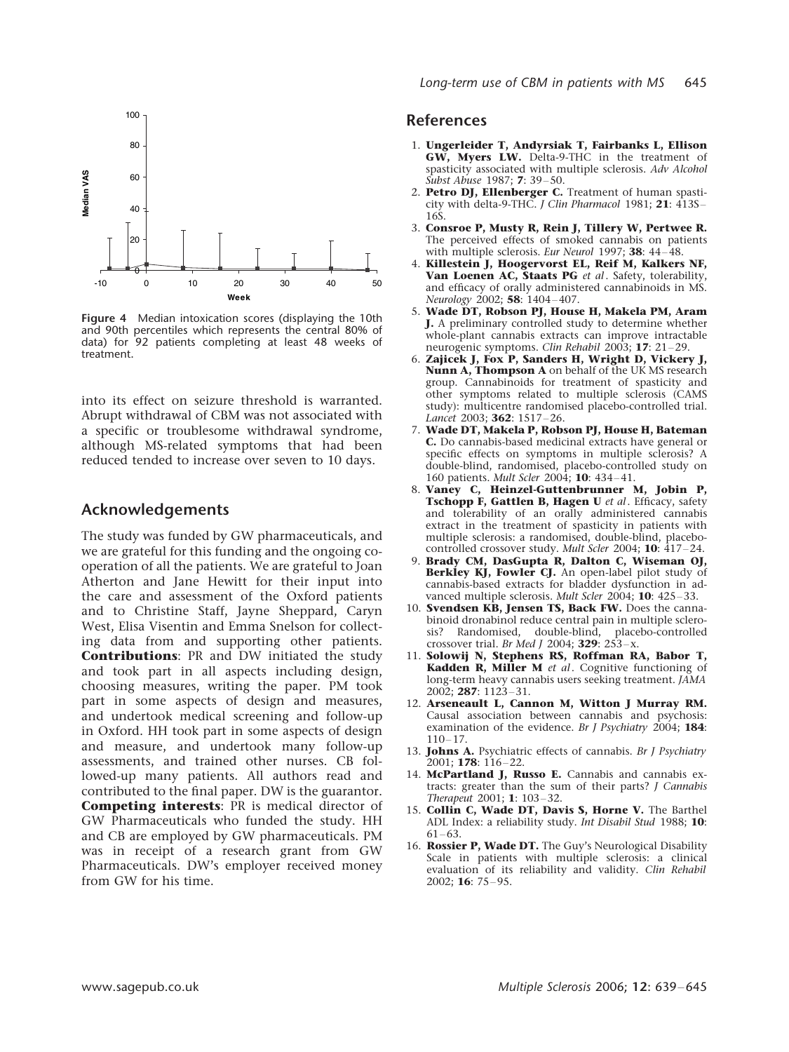100

80

60

40

20

0

-10 0 10 20 30 40 50

Median VAS

Week

**Figure 4** Median intoxication scores (displaying the 10th and 90th percentiles which represents the central 80% of data) for 92 patients completing at least 48 weeks of treatment.

into its effect on seizure threshold is warranted. Abrupt withdrawal of CBM was not associated with a specific or troublesome withdrawal syndrome, although MS-related symptoms that had been reduced tended to increase over seven to 10 days.

## Acknowledgements

The study was funded by GW pharmaceuticals, and we are grateful for this funding and the ongoing co-operation of all the patients. We are grateful to Joan Atherton and Jane Hewitt for their input into the care and assessment of the Oxford patients and to Christine Staff, Jayne Sheppard, Caryn West, Elisa Visentin and Emma Snelson for collecting data from and supporting other patients. **Contributions**: PR and DW initiated the study and took part in all aspects including design, choosing measures, writing the paper. PM took part in some aspects of design and measures, and undertook medical screening and follow-up in Oxford. HH took part in some aspects of design and measure, and undertook many follow-up assessments, and trained other nurses. CB followed-up many patients. All authors read and contributed to the final paper. DW is the guarantor. **Competing interests**: PR is medical director of GW Pharmaceuticals who funded the study. HH and CB are employed by GW pharmaceuticals. PM was in receipt of a research grant from GW Pharmaceuticals. DW's employer received money from GW for his time.

## References

1. **Ungerleider T, Andyrsiak T, Fairbanks L, Ellison GW, Myers LW.** Delta-9-THC in the treatment of spasticity associated with multiple sclerosis. *Adv Alcohol Subst Abuse* 1987; **7**: 39–50.
2. **Petro DJ, Ellenberger C.** Treatment of human spasticity with delta-9-THC. *J Clin Pharmacol* 1981; **21**: 413S–16S.
3. **Consroe P, Musty R, Rein J, Tillery W, Pertwee R.** The perceived effects of smoked cannabis on patients with multiple sclerosis. *Eur Neurol* 1997; **38**: 44–48.
4. **Killestein J, Hoogervorst EL, Reif M, Kalkers NF, Van Loenen AC, Staats PG** *et al*. Safety, tolerability, and efficacy of orally administered cannabinoids in MS. *Neurology* 2002; **58**: 1404–407.
5. **Wade DT, Robson PJ, House H, Makela PM, Aram J.** A preliminary controlled study to determine whether whole-plant cannabis extracts can improve intractable neurogenic symptoms. *Clin Rehabil* 2003; **17**: 21–29.
6. **Zajicek J, Fox P, Sanders H, Wright D, Vickery J, Nunn A, Thompson A** on behalf of the UK MS research group. Cannabinoids for treatment of spasticity and other symptoms related to multiple sclerosis (CAMS study): multicentre randomised placebo-controlled trial. *Lancet* 2003; **362**: 1517–26.
7. **Wade DT, Makela P, Robson PJ, House H, Bateman C.** Do cannabis-based medicinal extracts have general or specific effects on symptoms in multiple sclerosis? A double-blind, randomised, placebo-controlled study on 160 patients. *Mult Scler* 2004; **10**: 434–41.
8. **Vaney C, Heinzel-Guttenbrunner M, Jobin P, Tschopp F, Gattlen B, Hagen U** *et al*. Efficacy, safety and tolerability of an orally administered cannabis extract in the treatment of spasticity in patients with multiple sclerosis: a randomised, double-blind, placebo-controlled crossover study. *Mult Scler* 2004; **10**: 417–24.
9. **Brady CM, DasGupta R, Dalton C, Wiseman OJ, Berkley KJ, Fowler CJ.** An open-label pilot study of cannabis-based extracts for bladder dysfunction in advanced multiple sclerosis. *Mult Scler* 2004; **10**: 425–33.
10. **Svendsen KB, Jensen TS, Back FW.** Does the cannabinoid dronabinol reduce central pain in multiple sclerosis? Randomised, double-blind, placebo-controlled crossover trial. *Br Med J* 2004; **329**: 253–x.
11. **Solowij N, Stephens RS, Roffman RA, Babor T, Kadden R, Miller M** *et al*. Cognitive functioning of long-term heavy cannabis users seeking treatment. *JAMA* 2002; **287**: 1123–31.
12. **Arseneault L, Cannon M, Witton J Murray RM.** Causal association between cannabis and psychosis: examination of the evidence. *Br J Psychiatry* 2004; **184**: 110–17.
13. **Johns A.** Psychiatric effects of cannabis. *Br J Psychiatry* 2001; **178**: 116–22.
14. **McPartland J, Russo E.** Cannabis and cannabis extracts: greater than the sum of their parts? *J Cannabis Therapeut* 2001; **1**: 103–32.
15. **Collin C, Wade DT, Davis S, Horne V.** The Barthel ADL Index: a reliability study. *Int Disabil Stud* 1988; **10**: 61–63.
16. **Rossier P, Wade DT.** The Guy's Neurological Disability Scale in patients with multiple sclerosis: a clinical evaluation of its reliability and validity. *Clin Rehabil* 2002; **16**: 75–95.